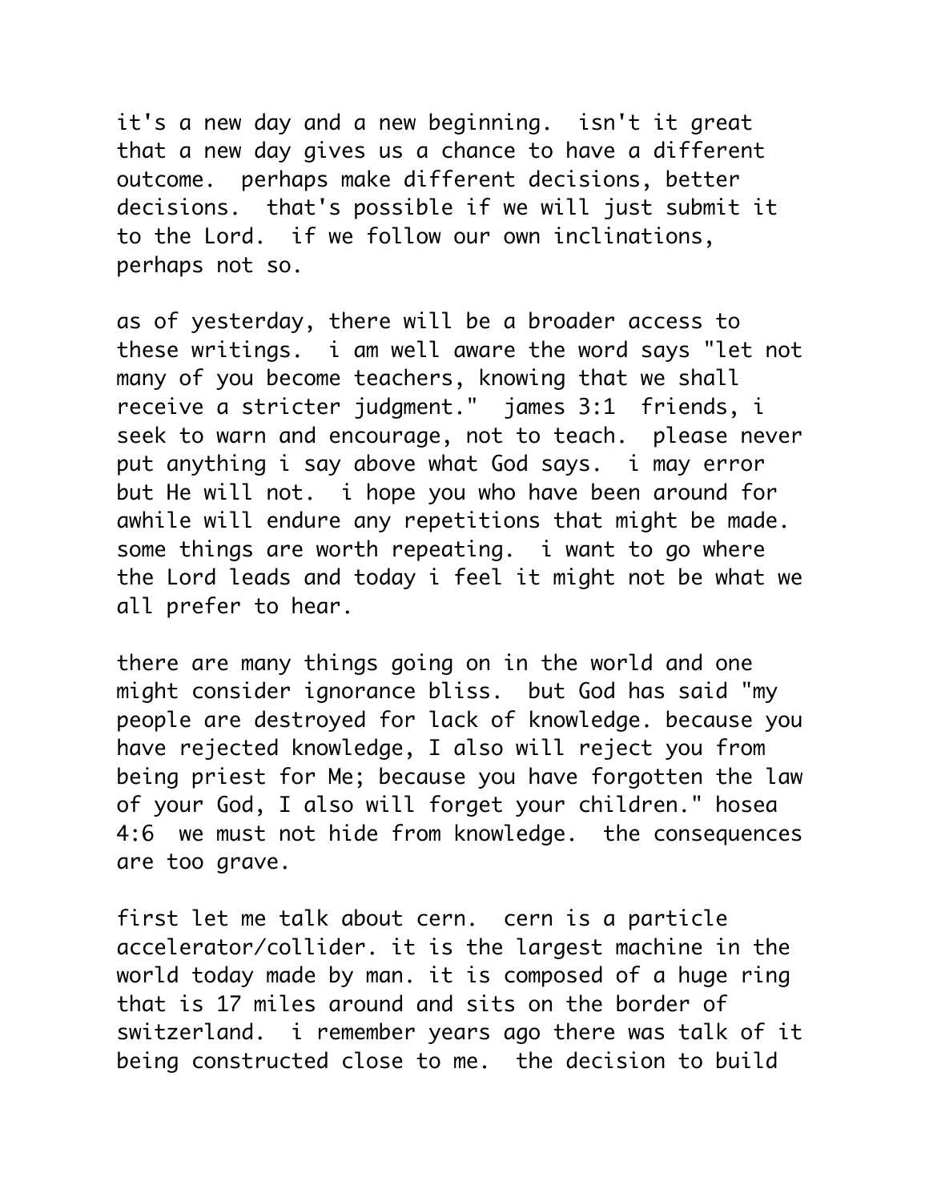it's a new day and a new beginning. isn't it great that a new day gives us a chance to have a different outcome. perhaps make different decisions, better decisions. that's possible if we will just submit it to the Lord. if we follow our own inclinations, perhaps not so.

as of yesterday, there will be a broader access to these writings. i am well aware the word says "let not many of you become teachers, knowing that we shall receive a stricter judgment." james 3:1 friends, i seek to warn and encourage, not to teach. please never put anything i say above what God says. i may error but He will not. i hope you who have been around for awhile will endure any repetitions that might be made. some things are worth repeating. i want to go where the Lord leads and today i feel it might not be what we all prefer to hear.

there are many things going on in the world and one might consider ignorance bliss. but God has said "my people are destroyed for lack of knowledge. because you have rejected knowledge, I also will reject you from being priest for Me; because you have forgotten the law of your God, I also will forget your children." hosea 4:6 we must not hide from knowledge. the consequences are too grave.

first let me talk about cern. cern is a particle accelerator/collider. it is the largest machine in the world today made by man. it is composed of a huge ring that is 17 miles around and sits on the border of switzerland. i remember years ago there was talk of it being constructed close to me. the decision to build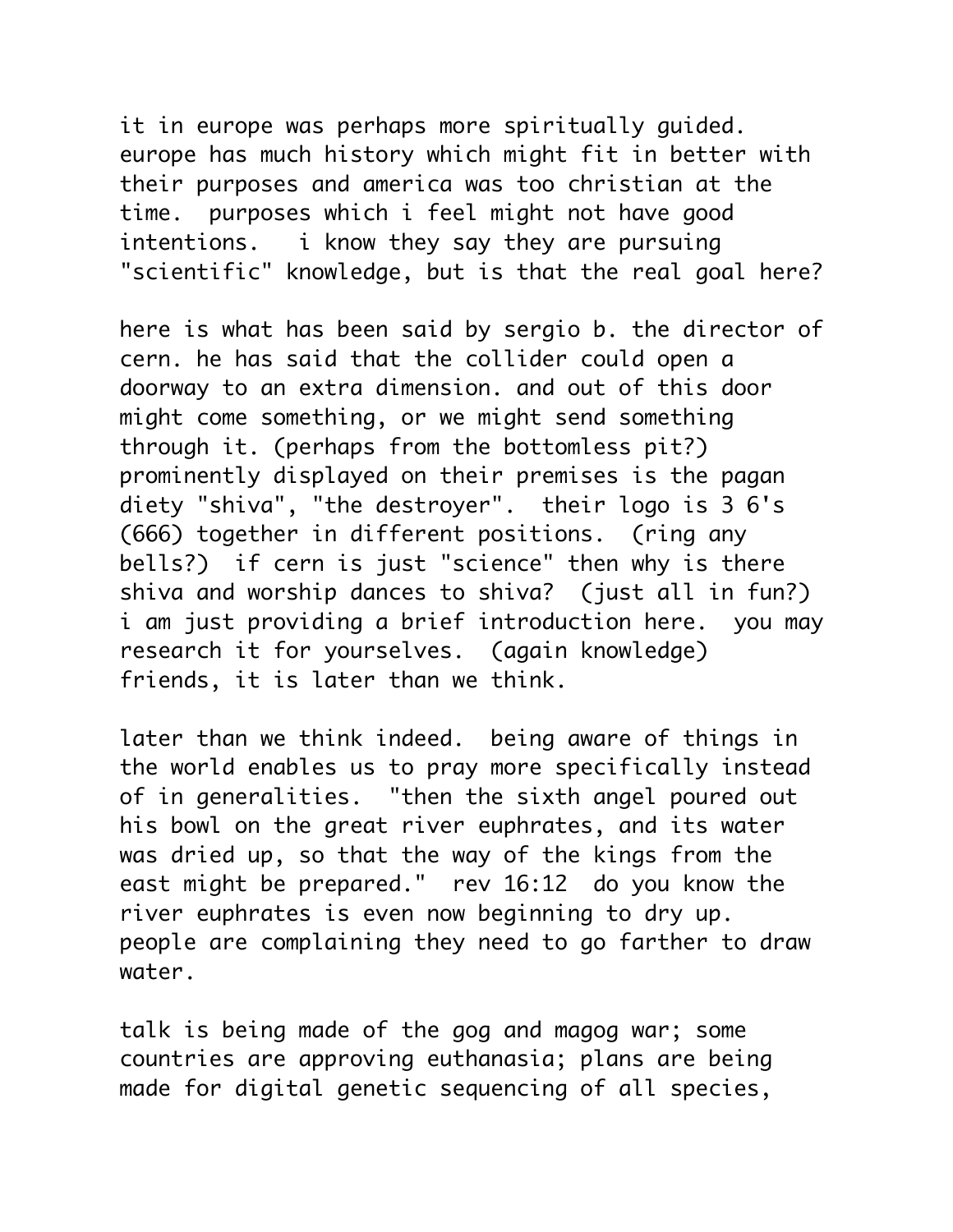it in europe was perhaps more spiritually guided. europe has much history which might fit in better with their purposes and america was too christian at the time. purposes which i feel might not have good intentions. i know they say they are pursuing "scientific" knowledge, but is that the real goal here?

here is what has been said by sergio b. the director of cern. he has said that the collider could open a doorway to an extra dimension. and out of this door might come something, or we might send something through it. (perhaps from the bottomless pit?) prominently displayed on their premises is the pagan diety "shiva", "the destroyer". their logo is 3 6's (666) together in different positions. (ring any bells?) if cern is just "science" then why is there shiva and worship dances to shiva? (just all in fun?) i am just providing a brief introduction here. you may research it for yourselves. (again knowledge) friends, it is later than we think.

later than we think indeed. being aware of things in the world enables us to pray more specifically instead of in generalities. "then the sixth angel poured out his bowl on the great river euphrates, and its water was dried up, so that the way of the kings from the east might be prepared." rev 16:12 do you know the river euphrates is even now beginning to dry up. people are complaining they need to go farther to draw water.

talk is being made of the gog and magog war; some countries are approving euthanasia; plans are being made for digital genetic sequencing of all species,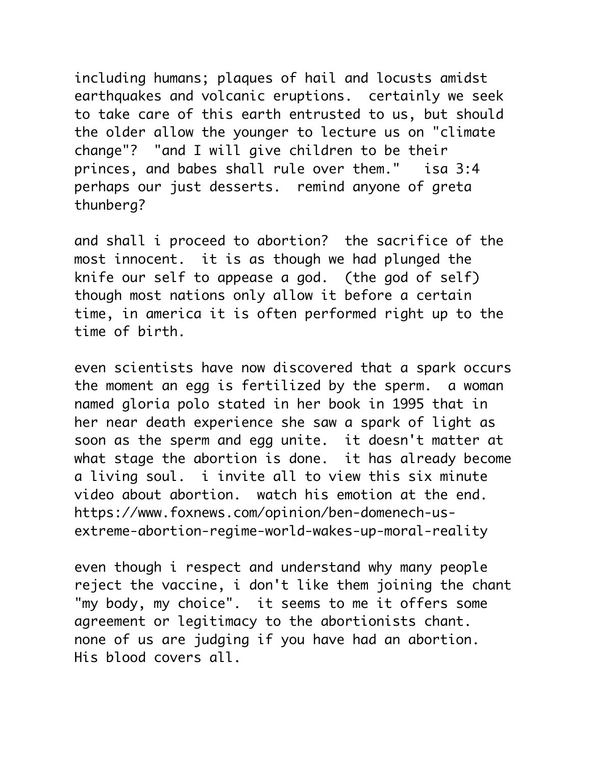including humans; plaques of hail and locusts amidst earthquakes and volcanic eruptions. certainly we seek to take care of this earth entrusted to us, but should the older allow the younger to lecture us on "climate change"? "and I will give children to be their princes, and babes shall rule over them." isa 3:4 perhaps our just desserts. remind anyone of greta thunberg?

and shall i proceed to abortion? the sacrifice of the most innocent. it is as though we had plunged the knife our self to appease a god. (the god of self) though most nations only allow it before a certain time, in america it is often performed right up to the time of birth.

even scientists have now discovered that a spark occurs the moment an egg is fertilized by the sperm. a woman named gloria polo stated in her book in 1995 that in her near death experience she saw a spark of light as soon as the sperm and egg unite. it doesn't matter at what stage the abortion is done. it has already become a living soul. i invite all to view this six minute video about abortion. watch his emotion at the end. https://www.foxnews.com/opinion/ben-domenech-us-extreme-abortion-regime-world-wakes-up-moral-reality

even though i respect and understand why many people reject the vaccine, i don't like them joining the chant "my body, my choice". it seems to me it offers some agreement or legitimacy to the abortionists chant. none of us are judging if you have had an abortion. His blood covers all.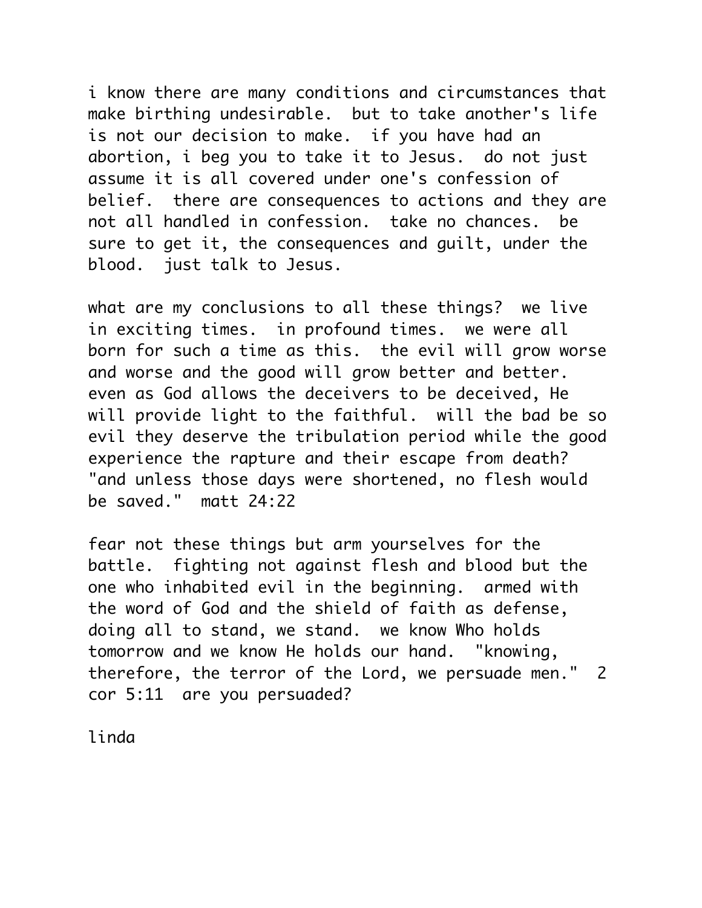i know there are many conditions and circumstances that make birthing undesirable.  but to take another's life is not our decision to make.  if you have had an abortion, i beg you to take it to Jesus.  do not just assume it is all covered under one's confession of belief.  there are consequences to actions and they are not all handled in confession.  take no chances.  be sure to get it, the consequences and guilt, under the blood.  just talk to Jesus.

what are my conclusions to all these things?  we live in exciting times.  in profound times.  we were all born for such a time as this.  the evil will grow worse and worse and the good will grow better and better.  even as God allows the deceivers to be deceived, He will provide light to the faithful.  will the bad be so evil they deserve the tribulation period while the good experience the rapture and their escape from death?  "and unless those days were shortened, no flesh would be saved."  matt 24:22

fear not these things but arm yourselves for the battle.  fighting not against flesh and blood but the one who inhabited evil in the beginning.  armed with the word of God and the shield of faith as defense, doing all to stand, we stand.  we know Who holds tomorrow and we know He holds our hand.  "knowing, therefore, the terror of the Lord, we persuade men."  2 cor 5:11  are you persuaded?

linda